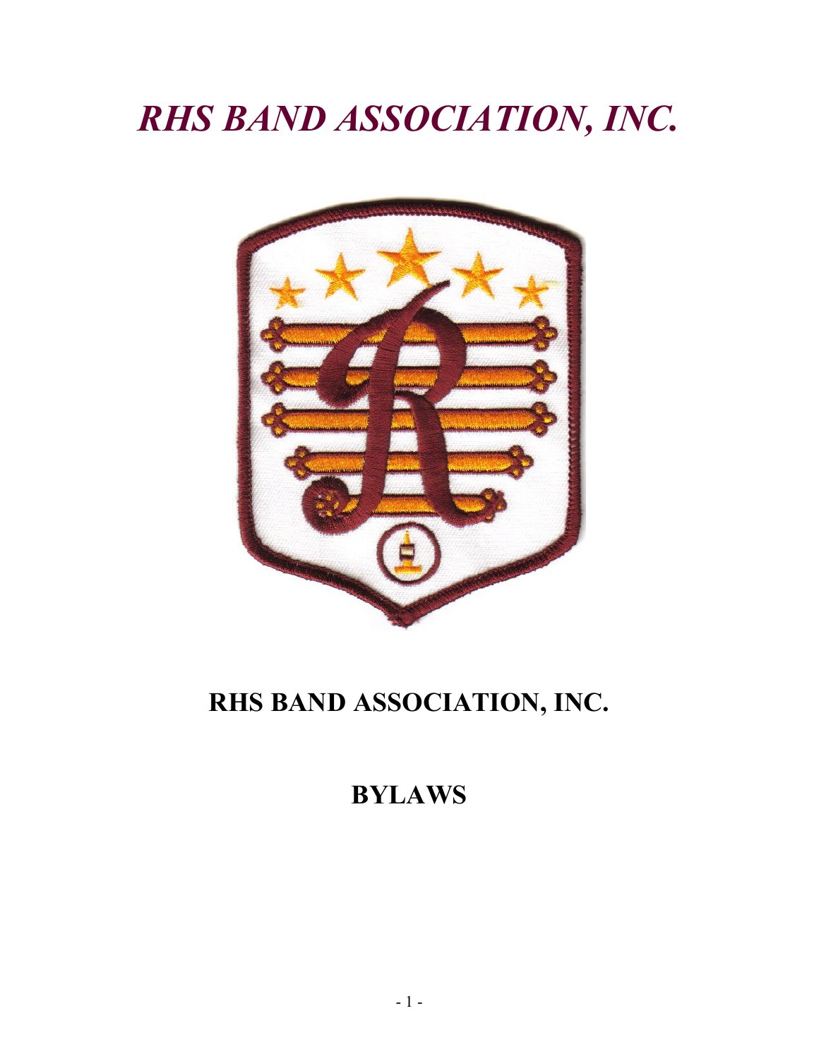# *RHS BAND ASSOCIATION, INC.*

## RHS BAND ASSOCIATION, INC.

## BYLAWS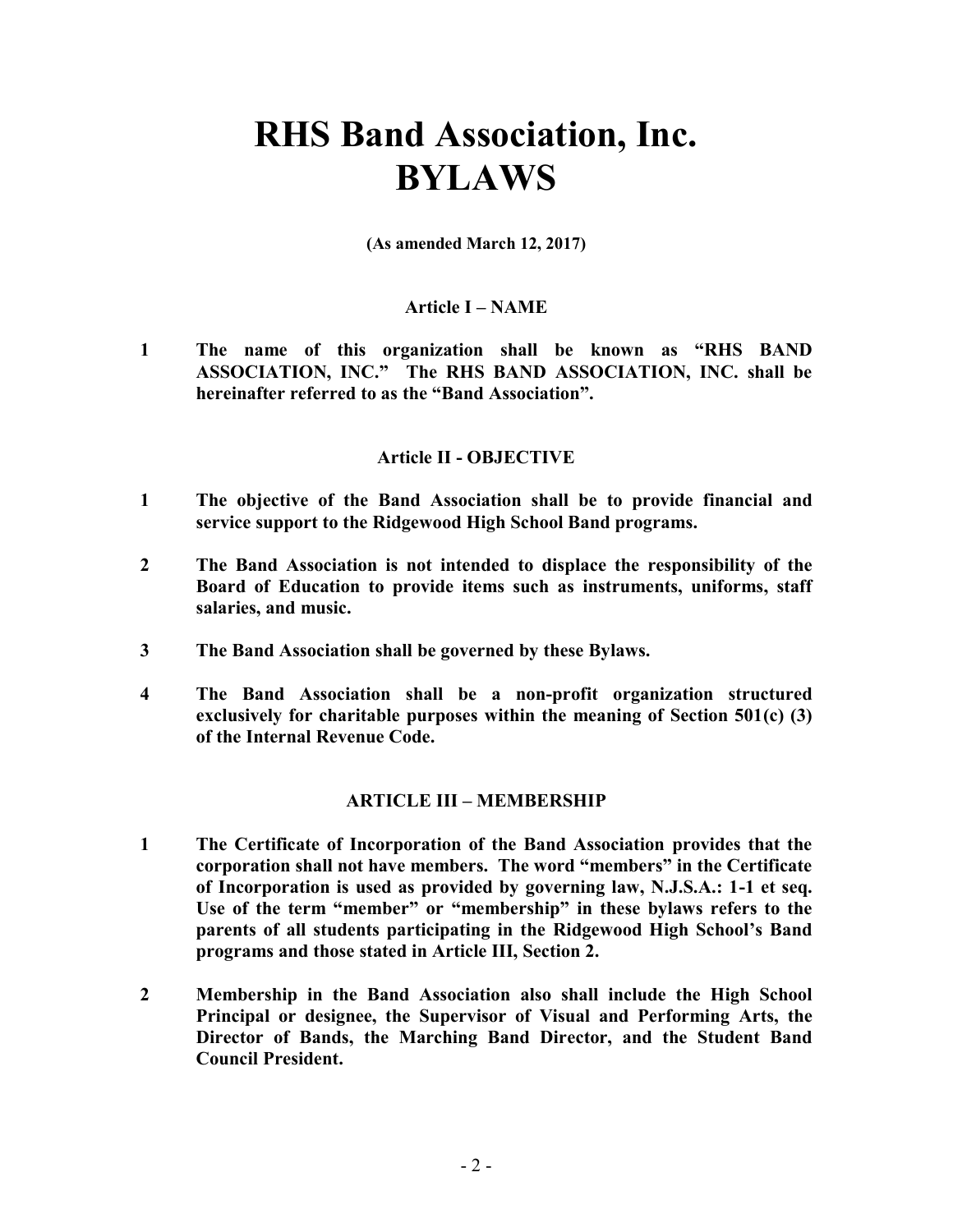# RHS Band Association, Inc.
# BYLAWS

**(As amended March 12, 2017)**

### Article I – NAME

**1** **The name of this organization shall be known as "RHS BAND ASSOCIATION, INC." The RHS BAND ASSOCIATION, INC. shall be hereinafter referred to as the "Band Association".**

### Article II - OBJECTIVE

**1** **The objective of the Band Association shall be to provide financial and service support to the Ridgewood High School Band programs.**

**2** **The Band Association is not intended to displace the responsibility of the Board of Education to provide items such as instruments, uniforms, staff salaries, and music.**

**3** **The Band Association shall be governed by these Bylaws.**

**4** **The Band Association shall be a non-profit organization structured exclusively for charitable purposes within the meaning of Section 501(c) (3) of the Internal Revenue Code.**

### ARTICLE III – MEMBERSHIP

**1** **The Certificate of Incorporation of the Band Association provides that the corporation shall not have members. The word "members" in the Certificate of Incorporation is used as provided by governing law, N.J.S.A.: 1-1 et seq. Use of the term "member" or "membership" in these bylaws refers to the parents of all students participating in the Ridgewood High School's Band programs and those stated in Article III, Section 2.**

**2** **Membership in the Band Association also shall include the High School Principal or designee, the Supervisor of Visual and Performing Arts, the Director of Bands, the Marching Band Director, and the Student Band Council President.**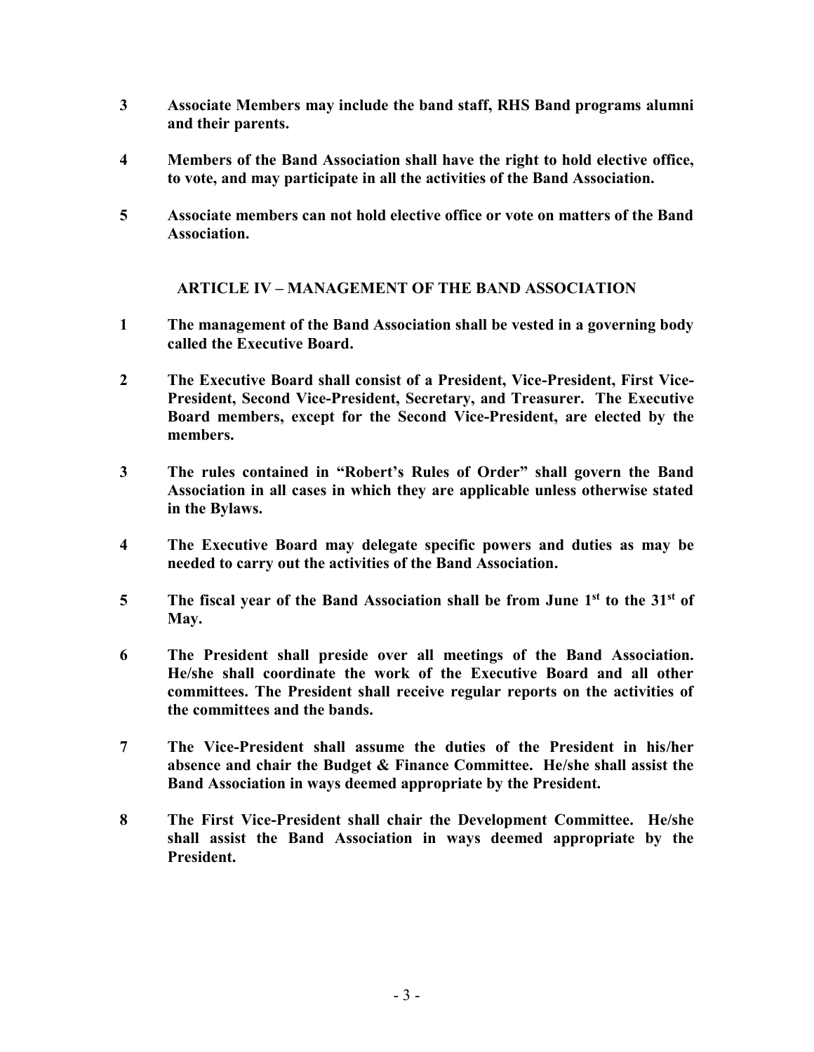**3 Associate Members may include the band staff, RHS Band programs alumni and their parents.**

**4 Members of the Band Association shall have the right to hold elective office, to vote, and may participate in all the activities of the Band Association.**

**5 Associate members can not hold elective office or vote on matters of the Band Association.**

## ARTICLE IV – MANAGEMENT OF THE BAND ASSOCIATION

**1 The management of the Band Association shall be vested in a governing body called the Executive Board.**

**2 The Executive Board shall consist of a President, Vice-President, First Vice-President, Second Vice-President, Secretary, and Treasurer. The Executive Board members, except for the Second Vice-President, are elected by the members.**

**3 The rules contained in "Robert's Rules of Order" shall govern the Band Association in all cases in which they are applicable unless otherwise stated in the Bylaws.**

**4 The Executive Board may delegate specific powers and duties as may be needed to carry out the activities of the Band Association.**

**5 The fiscal year of the Band Association shall be from June 1st to the 31st of May.**

**6 The President shall preside over all meetings of the Band Association. He/she shall coordinate the work of the Executive Board and all other committees. The President shall receive regular reports on the activities of the committees and the bands.**

**7 The Vice-President shall assume the duties of the President in his/her absence and chair the Budget & Finance Committee. He/she shall assist the Band Association in ways deemed appropriate by the President.**

**8 The First Vice-President shall chair the Development Committee. He/she shall assist the Band Association in ways deemed appropriate by the President.**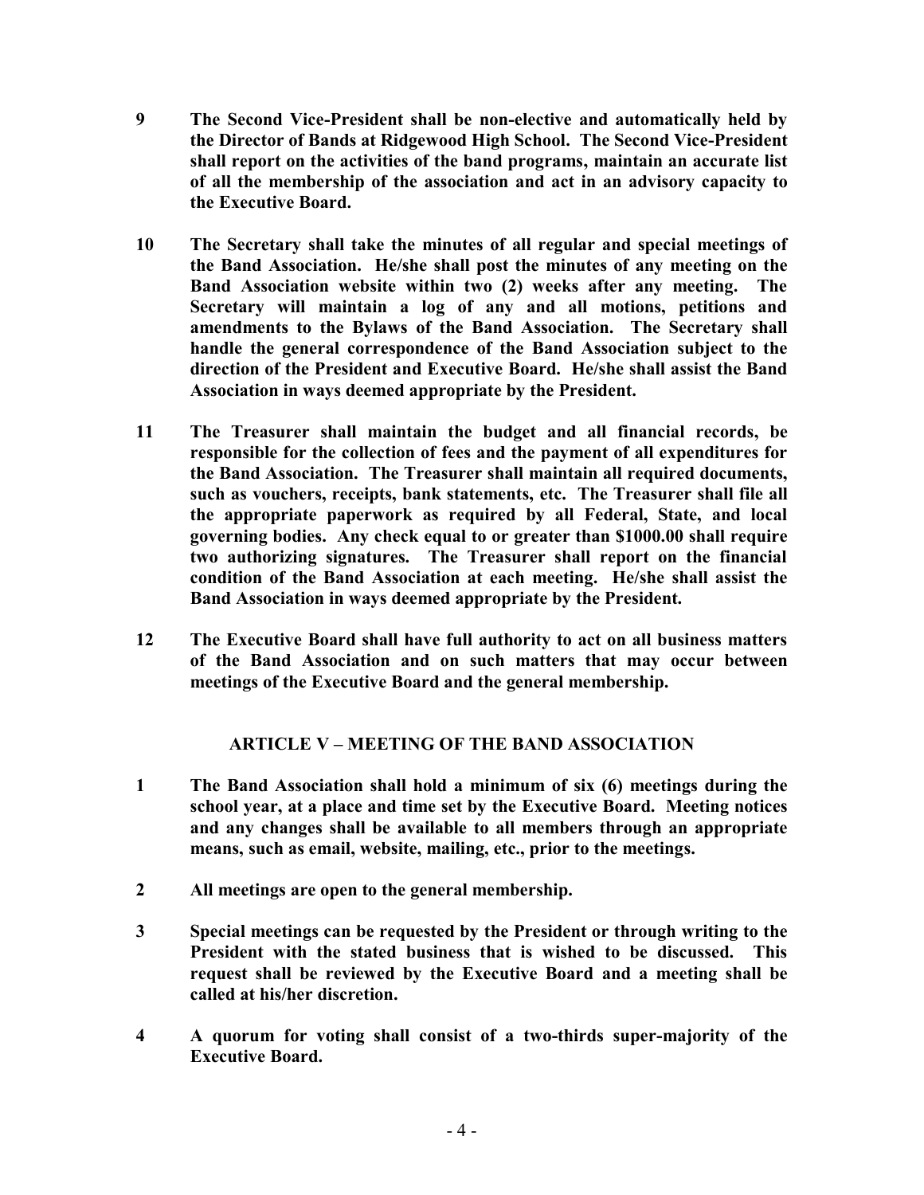**9 The Second Vice-President shall be non-elective and automatically held by the Director of Bands at Ridgewood High School. The Second Vice-President shall report on the activities of the band programs, maintain an accurate list of all the membership of the association and act in an advisory capacity to the Executive Board.**

**10 The Secretary shall take the minutes of all regular and special meetings of the Band Association. He/she shall post the minutes of any meeting on the Band Association website within two (2) weeks after any meeting. The Secretary will maintain a log of any and all motions, petitions and amendments to the Bylaws of the Band Association. The Secretary shall handle the general correspondence of the Band Association subject to the direction of the President and Executive Board. He/she shall assist the Band Association in ways deemed appropriate by the President.**

**11 The Treasurer shall maintain the budget and all financial records, be responsible for the collection of fees and the payment of all expenditures for the Band Association. The Treasurer shall maintain all required documents, such as vouchers, receipts, bank statements, etc. The Treasurer shall file all the appropriate paperwork as required by all Federal, State, and local governing bodies. Any check equal to or greater than $1000.00 shall require two authorizing signatures. The Treasurer shall report on the financial condition of the Band Association at each meeting. He/she shall assist the Band Association in ways deemed appropriate by the President.**

**12 The Executive Board shall have full authority to act on all business matters of the Band Association and on such matters that may occur between meetings of the Executive Board and the general membership.**

## ARTICLE V – MEETING OF THE BAND ASSOCIATION

**1 The Band Association shall hold a minimum of six (6) meetings during the school year, at a place and time set by the Executive Board. Meeting notices and any changes shall be available to all members through an appropriate means, such as email, website, mailing, etc., prior to the meetings.**

**2 All meetings are open to the general membership.**

**3 Special meetings can be requested by the President or through writing to the President with the stated business that is wished to be discussed. This request shall be reviewed by the Executive Board and a meeting shall be called at his/her discretion.**

**4 A quorum for voting shall consist of a two-thirds super-majority of the Executive Board.**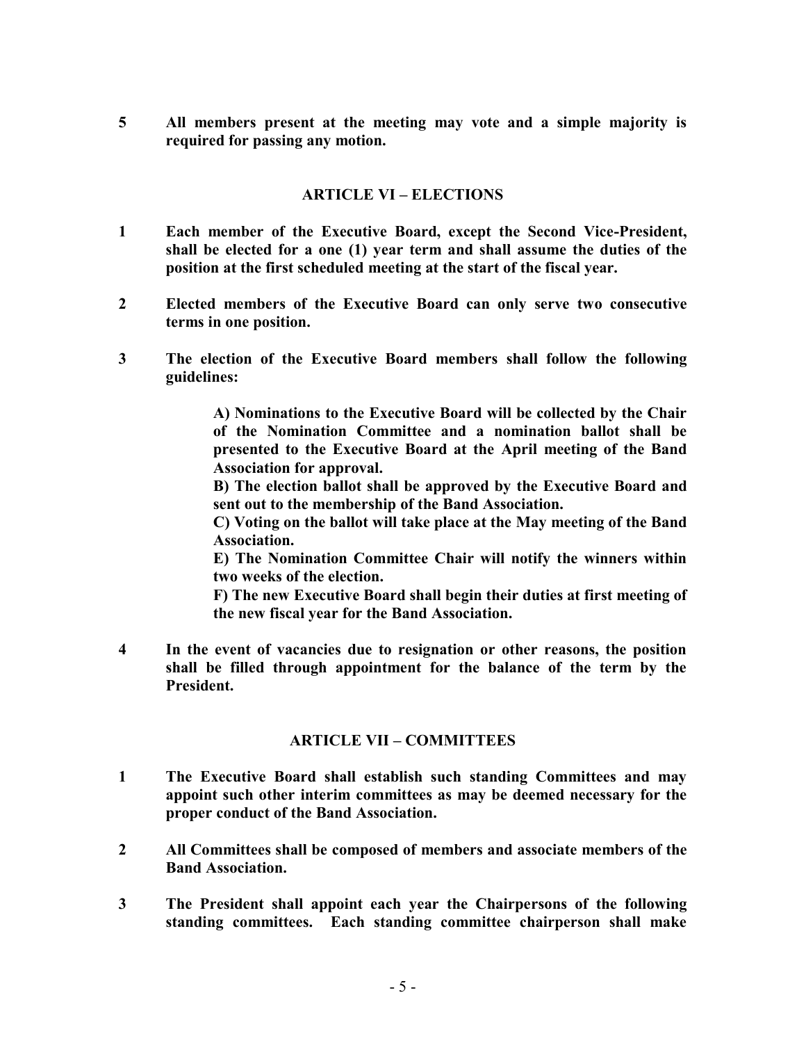**5 All members present at the meeting may vote and a simple majority is required for passing any motion.**

## ARTICLE VI – ELECTIONS

**1 Each member of the Executive Board, except the Second Vice-President, shall be elected for a one (1) year term and shall assume the duties of the position at the first scheduled meeting at the start of the fiscal year.**

**2 Elected members of the Executive Board can only serve two consecutive terms in one position.**

**3 The election of the Executive Board members shall follow the following guidelines:**

> **A) Nominations to the Executive Board will be collected by the Chair of the Nomination Committee and a nomination ballot shall be presented to the Executive Board at the April meeting of the Band Association for approval.**
> **B) The election ballot shall be approved by the Executive Board and sent out to the membership of the Band Association.**
> **C) Voting on the ballot will take place at the May meeting of the Band Association.**
> **E) The Nomination Committee Chair will notify the winners within two weeks of the election.**
> **F) The new Executive Board shall begin their duties at first meeting of the new fiscal year for the Band Association.**

**4 In the event of vacancies due to resignation or other reasons, the position shall be filled through appointment for the balance of the term by the President.**

## ARTICLE VII – COMMITTEES

**1 The Executive Board shall establish such standing Committees and may appoint such other interim committees as may be deemed necessary for the proper conduct of the Band Association.**

**2 All Committees shall be composed of members and associate members of the Band Association.**

**3 The President shall appoint each year the Chairpersons of the following standing committees. Each standing committee chairperson shall make**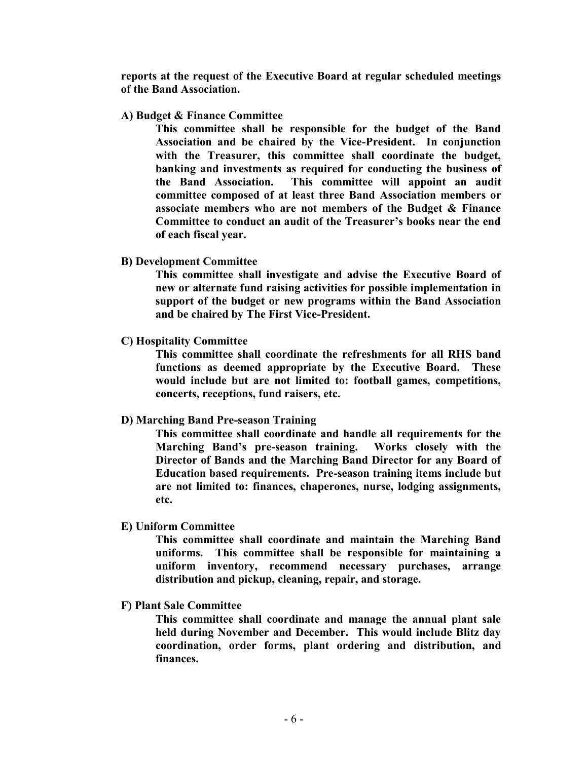**reports at the request of the Executive Board at regular scheduled meetings of the Band Association.**

**A) Budget & Finance Committee**

**This committee shall be responsible for the budget of the Band Association and be chaired by the Vice-President. In conjunction with the Treasurer, this committee shall coordinate the budget, banking and investments as required for conducting the business of the Band Association. This committee will appoint an audit committee composed of at least three Band Association members or associate members who are not members of the Budget & Finance Committee to conduct an audit of the Treasurer's books near the end of each fiscal year.**

**B) Development Committee**

**This committee shall investigate and advise the Executive Board of new or alternate fund raising activities for possible implementation in support of the budget or new programs within the Band Association and be chaired by The First Vice-President.**

**C) Hospitality Committee**

**This committee shall coordinate the refreshments for all RHS band functions as deemed appropriate by the Executive Board. These would include but are not limited to: football games, competitions, concerts, receptions, fund raisers, etc.**

**D) Marching Band Pre-season Training**

**This committee shall coordinate and handle all requirements for the Marching Band's pre-season training. Works closely with the Director of Bands and the Marching Band Director for any Board of Education based requirements. Pre-season training items include but are not limited to: finances, chaperones, nurse, lodging assignments, etc.**

**E) Uniform Committee**

**This committee shall coordinate and maintain the Marching Band uniforms. This committee shall be responsible for maintaining a uniform inventory, recommend necessary purchases, arrange distribution and pickup, cleaning, repair, and storage.**

**F) Plant Sale Committee**

**This committee shall coordinate and manage the annual plant sale held during November and December. This would include Blitz day coordination, order forms, plant ordering and distribution, and finances.**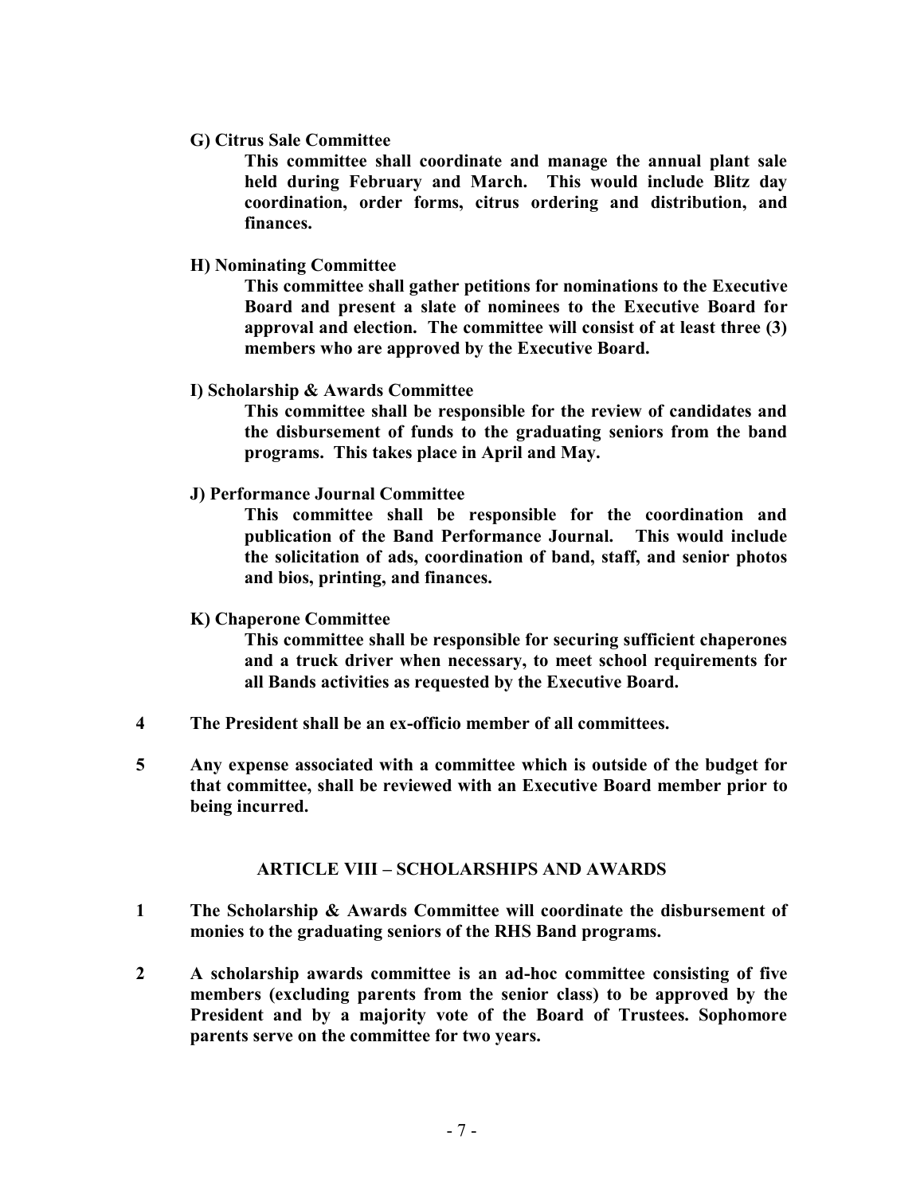**G) Citrus Sale Committee**

**This committee shall coordinate and manage the annual plant sale held during February and March. This would include Blitz day coordination, order forms, citrus ordering and distribution, and finances.**

**H) Nominating Committee**

**This committee shall gather petitions for nominations to the Executive Board and present a slate of nominees to the Executive Board for approval and election. The committee will consist of at least three (3) members who are approved by the Executive Board.**

**I) Scholarship & Awards Committee**

**This committee shall be responsible for the review of candidates and the disbursement of funds to the graduating seniors from the band programs. This takes place in April and May.**

**J) Performance Journal Committee**

**This committee shall be responsible for the coordination and publication of the Band Performance Journal. This would include the solicitation of ads, coordination of band, staff, and senior photos and bios, printing, and finances.**

**K) Chaperone Committee**

**This committee shall be responsible for securing sufficient chaperones and a truck driver when necessary, to meet school requirements for all Bands activities as requested by the Executive Board.**

**4** **The President shall be an ex-officio member of all committees.**

**5** **Any expense associated with a committee which is outside of the budget for that committee, shall be reviewed with an Executive Board member prior to being incurred.**

## ARTICLE VIII – SCHOLARSHIPS AND AWARDS

**1** **The Scholarship & Awards Committee will coordinate the disbursement of monies to the graduating seniors of the RHS Band programs.**

**2** **A scholarship awards committee is an ad-hoc committee consisting of five members (excluding parents from the senior class) to be approved by the President and by a majority vote of the Board of Trustees. Sophomore parents serve on the committee for two years.**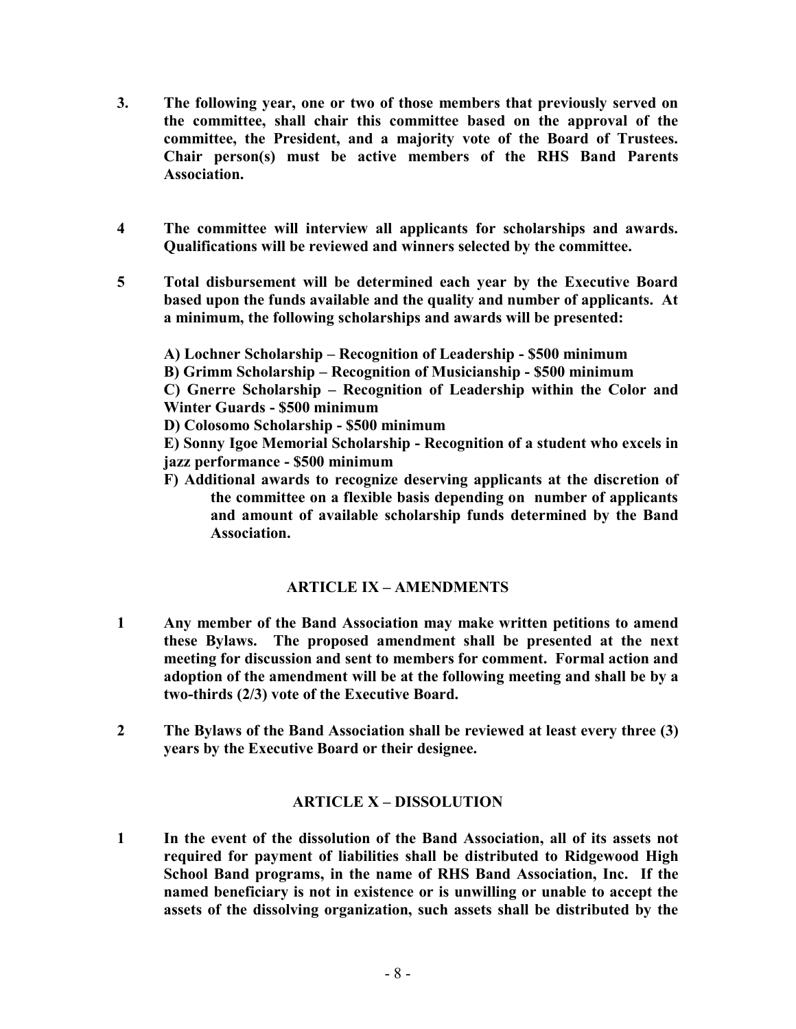**3. The following year, one or two of those members that previously served on the committee, shall chair this committee based on the approval of the committee, the President, and a majority vote of the Board of Trustees. Chair person(s) must be active members of the RHS Band Parents Association.**

**4 The committee will interview all applicants for scholarships and awards. Qualifications will be reviewed and winners selected by the committee.**

**5 Total disbursement will be determined each year by the Executive Board based upon the funds available and the quality and number of applicants. At a minimum, the following scholarships and awards will be presented:**

**A) Lochner Scholarship – Recognition of Leadership - $500 minimum**
**B) Grimm Scholarship – Recognition of Musicianship - $500 minimum**
**C) Gnerre Scholarship – Recognition of Leadership within the Color and Winter Guards - $500 minimum**
**D) Colosomo Scholarship - $500 minimum**
**E) Sonny Igoe Memorial Scholarship - Recognition of a student who excels in jazz performance - $500 minimum**
**F) Additional awards to recognize deserving applicants at the discretion of the committee on a flexible basis depending on number of applicants and amount of available scholarship funds determined by the Band Association.**

## ARTICLE IX – AMENDMENTS

**1 Any member of the Band Association may make written petitions to amend these Bylaws. The proposed amendment shall be presented at the next meeting for discussion and sent to members for comment. Formal action and adoption of the amendment will be at the following meeting and shall be by a two-thirds (2/3) vote of the Executive Board.**

**2 The Bylaws of the Band Association shall be reviewed at least every three (3) years by the Executive Board or their designee.**

## ARTICLE X – DISSOLUTION

**1 In the event of the dissolution of the Band Association, all of its assets not required for payment of liabilities shall be distributed to Ridgewood High School Band programs, in the name of RHS Band Association, Inc. If the named beneficiary is not in existence or is unwilling or unable to accept the assets of the dissolving organization, such assets shall be distributed by the**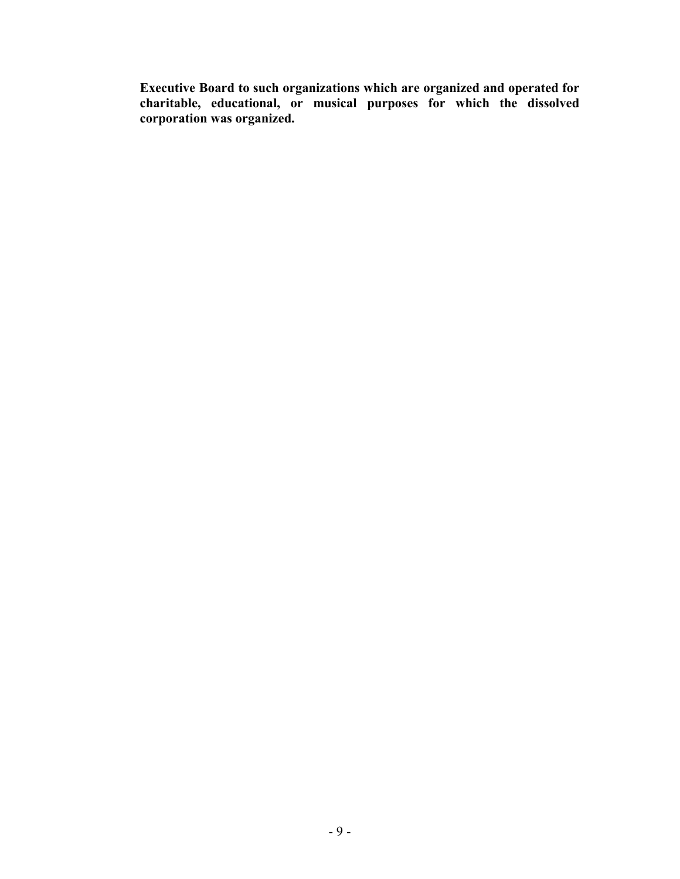**Executive Board to such organizations which are organized and operated for charitable, educational, or musical purposes for which the dissolved corporation was organized.**